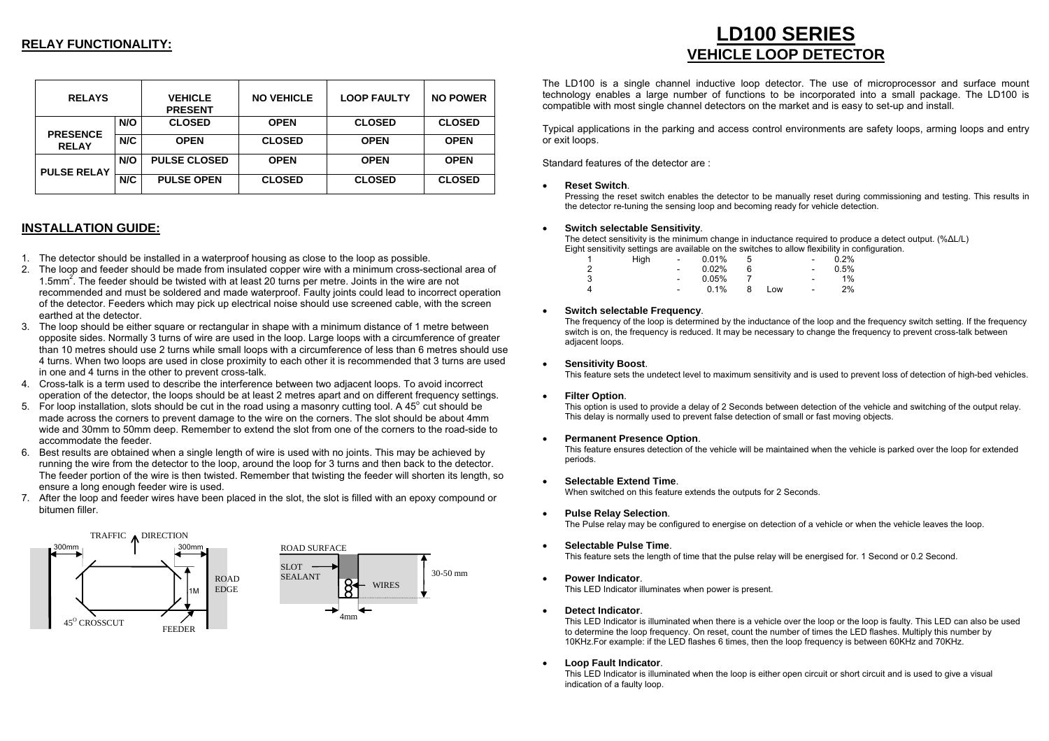## RELAY FUNCTIONALITY:

| RELAYS | | VEHICLE PRESENT | NO VEHICLE | LOOP FAULTY | NO POWER |
|---|---|---|---|---|---|
| PRESENCE RELAY | N/O | CLOSED | OPEN | CLOSED | CLOSED |
| | N/C | OPEN | CLOSED | OPEN | OPEN |
| PULSE RELAY | N/O | PULSE CLOSED | OPEN | OPEN | OPEN |
| | N/C | PULSE OPEN | CLOSED | CLOSED | CLOSED |

## INSTALLATION GUIDE:

1. The detector should be installed in a waterproof housing as close to the loop as possible.
2. The loop and feeder should be made from insulated copper wire with a minimum cross-sectional area of 1.5mm$^2$. The feeder should be twisted with at least 20 turns per metre. Joints in the wire are not recommended and must be soldered and made waterproof. Faulty joints could lead to incorrect operation of the detector. Feeders which may pick up electrical noise should use screened cable, with the screen earthed at the detector.
3. The loop should be either square or rectangular in shape with a minimum distance of 1 metre between opposite sides. Normally 3 turns of wire are used in the loop. Large loops with a circumference of greater than 10 metres should use 2 turns while small loops with a circumference of less than 6 metres should use 4 turns. When two loops are used in close proximity to each other it is recommended that 3 turns are used in one and 4 turns in the other to prevent cross-talk.
4. Cross-talk is a term used to describe the interference between two adjacent loops. To avoid incorrect operation of the detector, the loops should be at least 2 metres apart and on different frequency settings.
5. For loop installation, slots should be cut in the road using a masonry cutting tool. A 45° cut should be made across the corners to prevent damage to the wire on the corners. The slot should be about 4mm wide and 30mm to 50mm deep. Remember to extend the slot from one of the corners to the road-side to accommodate the feeder.
6. Best results are obtained when a single length of wire is used with no joints. This may be achieved by running the wire from the detector to the loop, around the loop for 3 turns and then back to the detector. The feeder portion of the wire is then twisted. Remember that twisting the feeder will shorten its length, so ensure a long enough feeder wire is used.
7. After the loop and feeder wires have been placed in the slot, the slot is filled with an epoxy compound or bitumen filler.

TRAFFIC DIRECTION — 300mm — 300mm — 1M — ROAD EDGE — 45° CROSSCUT — FEEDER

ROAD SURFACE — SLOT SEALANT — WIRES — 30-50 mm — 4mm

# LD100 SERIES
## VEHICLE LOOP DETECTOR

The LD100 is a single channel inductive loop detector. The use of microprocessor and surface mount technology enables a large number of functions to be incorporated into a small package. The LD100 is compatible with most single channel detectors on the market and is easy to set-up and install.

Typical applications in the parking and access control environments are safety loops, arming loops and entry or exit loops.

Standard features of the detector are :

- **Reset Switch**.
  Pressing the reset switch enables the detector to be manually reset during commissioning and testing. This results in the detector re-tuning the sensing loop and becoming ready for vehicle detection.

- **Switch selectable Sensitivity**.
  The detect sensitivity is the minimum change in inductance required to produce a detect output. (%ΔL/L)
  Eight sensitivity settings are available on the switches to allow flexibility in configuration.

| | | | | | | | |
|---|---|---|---|---|---|---|---|
| 1 | High | - | 0.01% | 5 | | - | 0.2% |
| 2 | | - | 0.02% | 6 | | - | 0.5% |
| 3 | | - | 0.05% | 7 | | - | 1% |
| 4 | | - | 0.1% | 8 | Low | - | 2% |

- **Switch selectable Frequency**.
  The frequency of the loop is determined by the inductance of the loop and the frequency switch setting. If the frequency switch is on, the frequency is reduced. It may be necessary to change the frequency to prevent cross-talk between adjacent loops.

- **Sensitivity Boost**.
  This feature sets the undetect level to maximum sensitivity and is used to prevent loss of detection of high-bed vehicles.

- **Filter Option**.
  This option is used to provide a delay of 2 Seconds between detection of the vehicle and switching of the output relay. This delay is normally used to prevent false detection of small or fast moving objects.

- **Permanent Presence Option**.
  This feature ensures detection of the vehicle will be maintained when the vehicle is parked over the loop for extended periods.

- **Selectable Extend Time**.
  When switched on this feature extends the outputs for 2 Seconds.

- **Pulse Relay Selection**.
  The Pulse relay may be configured to energise on detection of a vehicle or when the vehicle leaves the loop.

- **Selectable Pulse Time**.
  This feature sets the length of time that the pulse relay will be energised for. 1 Second or 0.2 Second.

- **Power Indicator**.
  This LED Indicator illuminates when power is present.

- **Detect Indicator**.
  This LED Indicator is illuminated when there is a vehicle over the loop or the loop is faulty. This LED can also be used to determine the loop frequency. On reset, count the number of times the LED flashes. Multiply this number by 10KHz.For example: if the LED flashes 6 times, then the loop frequency is between 60KHz and 70KHz.

- **Loop Fault Indicator**.
  This LED Indicator is illuminated when the loop is either open circuit or short circuit and is used to give a visual indication of a faulty loop.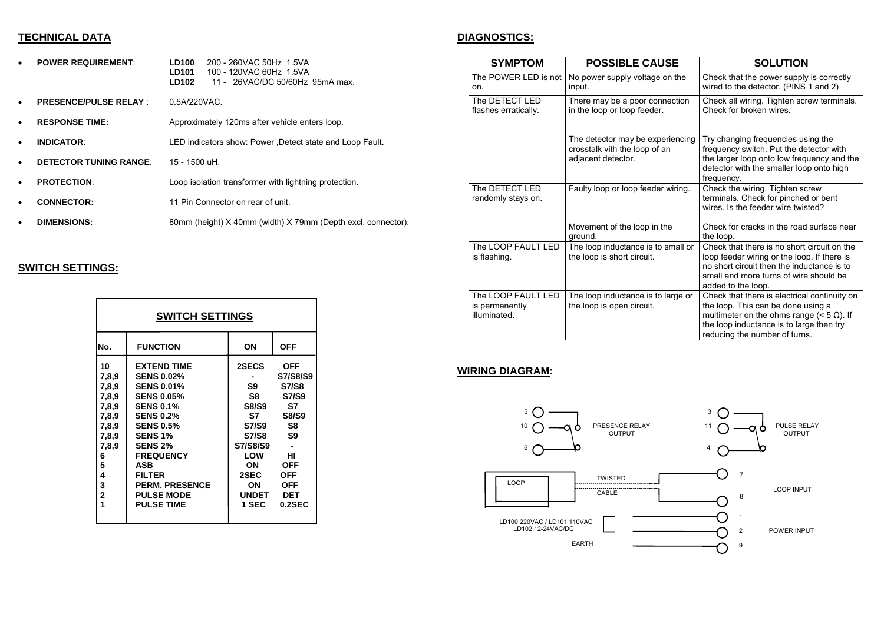## TECHNICAL DATA

- **POWER REQUIREMENT**: **LD100** 200 - 260VAC 50Hz 1.5VA
  **LD101** 100 - 120VAC 60Hz 1.5VA
  **LD102** 11 - 26VAC/DC 50/60Hz 95mA max.
- **PRESENCE/PULSE RELAY** : 0.5A/220VAC.
- **RESPONSE TIME:** Approximately 120ms after vehicle enters loop.
- **INDICATOR**: LED indicators show: Power ,Detect state and Loop Fault.
- **DETECTOR TUNING RANGE**: 15 - 1500 uH.
- **PROTECTION**: Loop isolation transformer with lightning protection.
- **CONNECTOR:** 11 Pin Connector on rear of unit.
- **DIMENSIONS:** 80mm (height) X 40mm (width) X 79mm (Depth excl. connector).

## SWITCH SETTINGS:

**SWITCH SETTINGS**

| No. | FUNCTION | ON | OFF |
|---|---|---|---|
| 10 | EXTEND TIME | 2SECS | OFF |
| 7,8,9 | SENS 0.02% | - | S7/S8/S9 |
| 7,8,9 | SENS 0.01% | S9 | S7/S8 |
| 7,8,9 | SENS 0.05% | S8 | S7/S9 |
| 7,8,9 | SENS 0.1% | S8/S9 | S7 |
| 7,8,9 | SENS 0.2% | S7 | S8/S9 |
| 7,8,9 | SENS 0.5% | S7/S9 | S8 |
| 7,8,9 | SENS 1% | S7/S8 | S9 |
| 7,8,9 | SENS 2% | S7/S8/S9 | - |
| 6 | FREQUENCY | LOW | HI |
| 5 | ASB | ON | OFF |
| 4 | FILTER | 2SEC | OFF |
| 3 | PERM. PRESENCE | ON | OFF |
| 2 | PULSE MODE | UNDET | DET |
| 1 | PULSE TIME | 1 SEC | 0.2SEC |

## DIAGNOSTICS:

| SYMPTOM | POSSIBLE CAUSE | SOLUTION |
|---|---|---|
| The POWER LED is not on. | No power supply voltage on the input. | Check that the power supply is correctly wired to the detector. (PINS 1 and 2) |
| The DETECT LED flashes erratically. | There may be a poor connection in the loop or loop feeder. | Check all wiring. Tighten screw terminals. Check for broken wires. |
| | The detector may be experiencing crosstalk vith the loop of an adjacent detector. | Try changing frequencies using the frequency switch. Put the detector with the larger loop onto low frequency and the detector with the smaller loop onto high frequency. |
| The DETECT LED randomly stays on. | Faulty loop or loop feeder wiring. | Check the wiring. Tighten screw terminals. Check for pinched or bent wires. Is the feeder wire twisted? |
| | Movement of the loop in the ground. | Check for cracks in the road surface near the loop. |
| The LOOP FAULT LED is flashing. | The loop inductance is to small or the loop is short circuit. | Check that there is no short circuit on the loop feeder wiring or the loop. If there is no short circuit then the inductance is to small and more turns of wire should be added to the loop. |
| The LOOP FAULT LED is permanently illuminated. | The loop inductance is to large or the loop is open circuit. | Check that there is electrical continuity on the loop. This can be done using a multimeter on the ohms range (< 5 Ω). If the loop inductance is to large then try reducing the number of turns. |

## WIRING DIAGRAM:

5
10
6
PRESENCE RELAY OUTPUT

3
11
4
PULSE RELAY OUTPUT

LOOP
TWISTED
CABLE
7
8
LOOP INPUT

LD100 220VAC / LD101 110VAC
LD102 12-24VAC/DC
1
2
POWER INPUT

EARTH
9